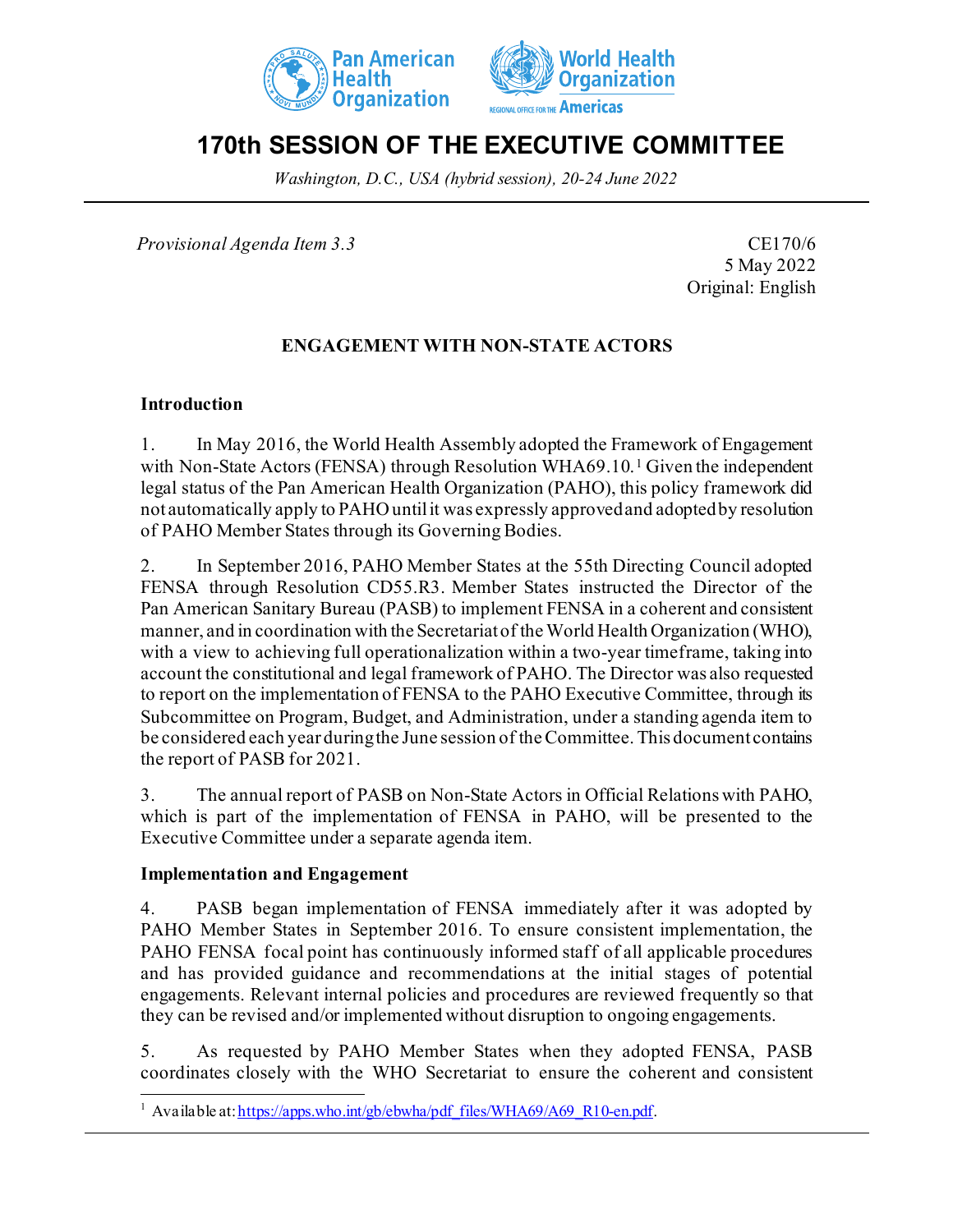# 170th SESSION OF THE EXECUTIVE COMMITTEE

*Washington, D.C., USA (hybrid session), 20-24 June 2022*

*Provisional Agenda Item 3.3*

CE170/6
5 May 2022
Original: English

## ENGAGEMENT WITH NON-STATE ACTORS

### Introduction

1. In May 2016, the World Health Assembly adopted the Framework of Engagement with Non-State Actors (FENSA) through Resolution WHA69.10.[1] Given the independent legal status of the Pan American Health Organization (PAHO), this policy framework did not automatically apply to PAHO until it was expressly approved and adopted by resolution of PAHO Member States through its Governing Bodies.

2. In September 2016, PAHO Member States at the 55th Directing Council adopted FENSA through Resolution CD55.R3. Member States instructed the Director of the Pan American Sanitary Bureau (PASB) to implement FENSA in a coherent and consistent manner, and in coordination with the Secretariat of the World Health Organization (WHO), with a view to achieving full operationalization within a two-year timeframe, taking into account the constitutional and legal framework of PAHO. The Director was also requested to report on the implementation of FENSA to the PAHO Executive Committee, through its Subcommittee on Program, Budget, and Administration, under a standing agenda item to be considered each year during the June session of the Committee. This document contains the report of PASB for 2021.

3. The annual report of PASB on Non-State Actors in Official Relations with PAHO, which is part of the implementation of FENSA in PAHO, will be presented to the Executive Committee under a separate agenda item.

### Implementation and Engagement

4. PASB began implementation of FENSA immediately after it was adopted by PAHO Member States in September 2016. To ensure consistent implementation, the PAHO FENSA focal point has continuously informed staff of all applicable procedures and has provided guidance and recommendations at the initial stages of potential engagements. Relevant internal policies and procedures are reviewed frequently so that they can be revised and/or implemented without disruption to ongoing engagements.

5. As requested by PAHO Member States when they adopted FENSA, PASB coordinates closely with the WHO Secretariat to ensure the coherent and consistent

---

[1] Available at: https://apps.who.int/gb/ebwha/pdf_files/WHA69/A69_R10-en.pdf.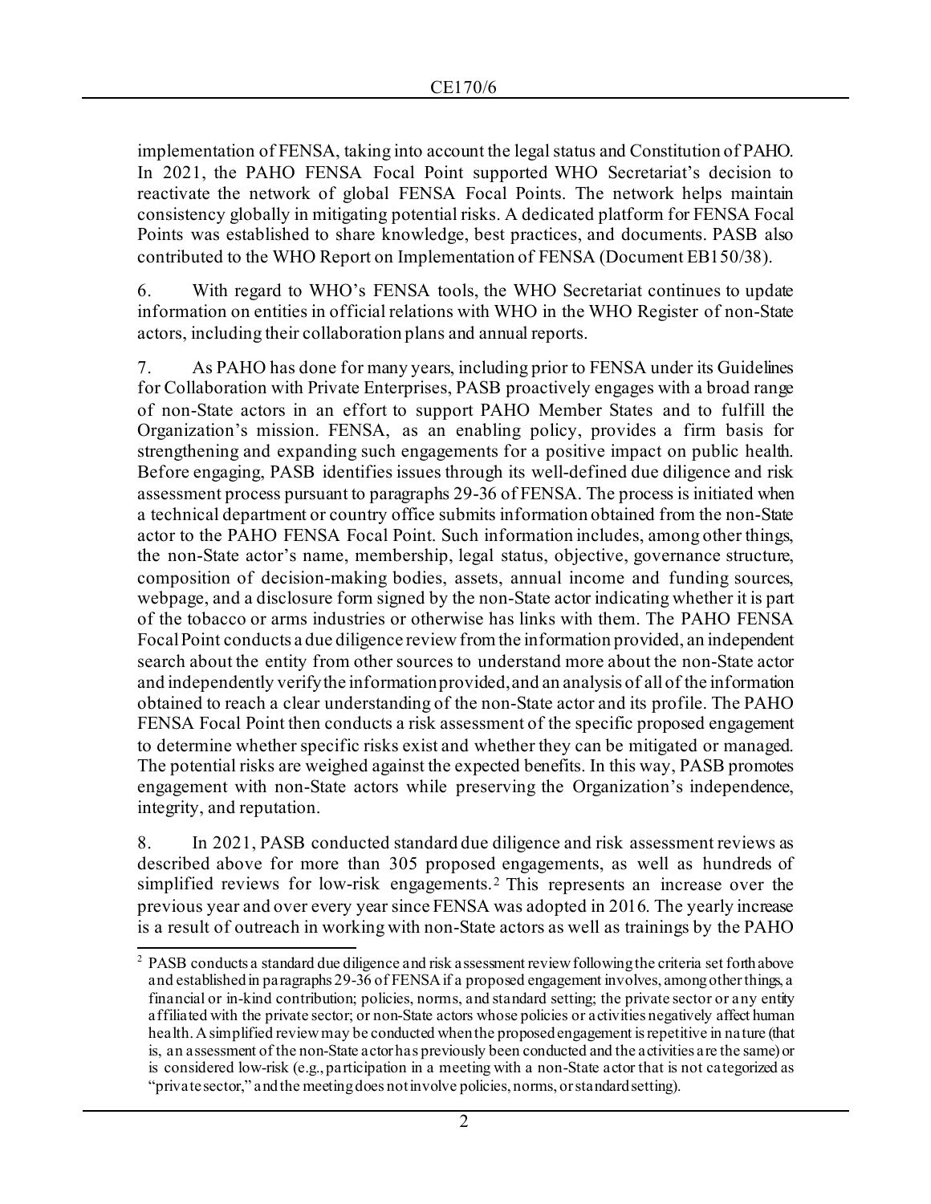implementation of FENSA, taking into account the legal status and Constitution of PAHO. In 2021, the PAHO FENSA Focal Point supported WHO Secretariat's decision to reactivate the network of global FENSA Focal Points. The network helps maintain consistency globally in mitigating potential risks. A dedicated platform for FENSA Focal Points was established to share knowledge, best practices, and documents. PASB also contributed to the WHO Report on Implementation of FENSA (Document EB150/38).

6. With regard to WHO's FENSA tools, the WHO Secretariat continues to update information on entities in official relations with WHO in the WHO Register of non-State actors, including their collaboration plans and annual reports.

7. As PAHO has done for many years, including prior to FENSA under its Guidelines for Collaboration with Private Enterprises, PASB proactively engages with a broad range of non-State actors in an effort to support PAHO Member States and to fulfill the Organization's mission. FENSA, as an enabling policy, provides a firm basis for strengthening and expanding such engagements for a positive impact on public health. Before engaging, PASB identifies issues through its well-defined due diligence and risk assessment process pursuant to paragraphs 29-36 of FENSA. The process is initiated when a technical department or country office submits information obtained from the non-State actor to the PAHO FENSA Focal Point. Such information includes, among other things, the non-State actor's name, membership, legal status, objective, governance structure, composition of decision-making bodies, assets, annual income and funding sources, webpage, and a disclosure form signed by the non-State actor indicating whether it is part of the tobacco or arms industries or otherwise has links with them. The PAHO FENSA Focal Point conducts a due diligence review from the information provided, an independent search about the entity from other sources to understand more about the non-State actor and independently verify the information provided, and an analysis of all of the information obtained to reach a clear understanding of the non-State actor and its profile. The PAHO FENSA Focal Point then conducts a risk assessment of the specific proposed engagement to determine whether specific risks exist and whether they can be mitigated or managed. The potential risks are weighed against the expected benefits. In this way, PASB promotes engagement with non-State actors while preserving the Organization's independence, integrity, and reputation.

8. In 2021, PASB conducted standard due diligence and risk assessment reviews as described above for more than 305 proposed engagements, as well as hundreds of simplified reviews for low-risk engagements.[2] This represents an increase over the previous year and over every year since FENSA was adopted in 2016. The yearly increase is a result of outreach in working with non-State actors as well as trainings by the PAHO

[2] PASB conducts a standard due diligence and risk assessment review following the criteria set forth above and established in paragraphs 29-36 of FENSA if a proposed engagement involves, among other things, a financial or in-kind contribution; policies, norms, and standard setting; the private sector or any entity affiliated with the private sector; or non-State actors whose policies or activities negatively affect human health. A simplified review may be conducted when the proposed engagement is repetitive in nature (that is, an assessment of the non-State actor has previously been conducted and the activities are the same) or is considered low-risk (e.g., participation in a meeting with a non-State actor that is not categorized as "private sector," and the meeting does not involve policies, norms, or standard setting).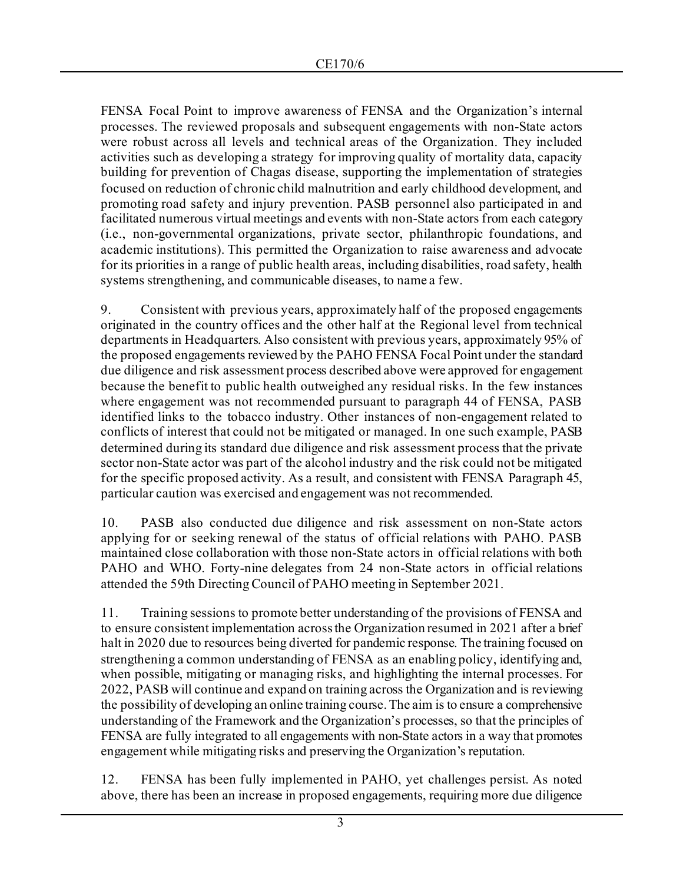FENSA Focal Point to improve awareness of FENSA and the Organization's internal processes. The reviewed proposals and subsequent engagements with non-State actors were robust across all levels and technical areas of the Organization. They included activities such as developing a strategy for improving quality of mortality data, capacity building for prevention of Chagas disease, supporting the implementation of strategies focused on reduction of chronic child malnutrition and early childhood development, and promoting road safety and injury prevention. PASB personnel also participated in and facilitated numerous virtual meetings and events with non-State actors from each category (i.e., non-governmental organizations, private sector, philanthropic foundations, and academic institutions). This permitted the Organization to raise awareness and advocate for its priorities in a range of public health areas, including disabilities, road safety, health systems strengthening, and communicable diseases, to name a few.

9. Consistent with previous years, approximately half of the proposed engagements originated in the country offices and the other half at the Regional level from technical departments in Headquarters. Also consistent with previous years, approximately 95% of the proposed engagements reviewed by the PAHO FENSA Focal Point under the standard due diligence and risk assessment process described above were approved for engagement because the benefit to public health outweighed any residual risks. In the few instances where engagement was not recommended pursuant to paragraph 44 of FENSA, PASB identified links to the tobacco industry. Other instances of non-engagement related to conflicts of interest that could not be mitigated or managed. In one such example, PASB determined during its standard due diligence and risk assessment process that the private sector non-State actor was part of the alcohol industry and the risk could not be mitigated for the specific proposed activity. As a result, and consistent with FENSA Paragraph 45, particular caution was exercised and engagement was not recommended.

10. PASB also conducted due diligence and risk assessment on non-State actors applying for or seeking renewal of the status of official relations with PAHO. PASB maintained close collaboration with those non-State actors in official relations with both PAHO and WHO. Forty-nine delegates from 24 non-State actors in official relations attended the 59th Directing Council of PAHO meeting in September 2021.

11. Training sessions to promote better understanding of the provisions of FENSA and to ensure consistent implementation across the Organization resumed in 2021 after a brief halt in 2020 due to resources being diverted for pandemic response. The training focused on strengthening a common understanding of FENSA as an enabling policy, identifying and, when possible, mitigating or managing risks, and highlighting the internal processes. For 2022, PASB will continue and expand on training across the Organization and is reviewing the possibility of developing an online training course. The aim is to ensure a comprehensive understanding of the Framework and the Organization's processes, so that the principles of FENSA are fully integrated to all engagements with non-State actors in a way that promotes engagement while mitigating risks and preserving the Organization's reputation.

12. FENSA has been fully implemented in PAHO, yet challenges persist. As noted above, there has been an increase in proposed engagements, requiring more due diligence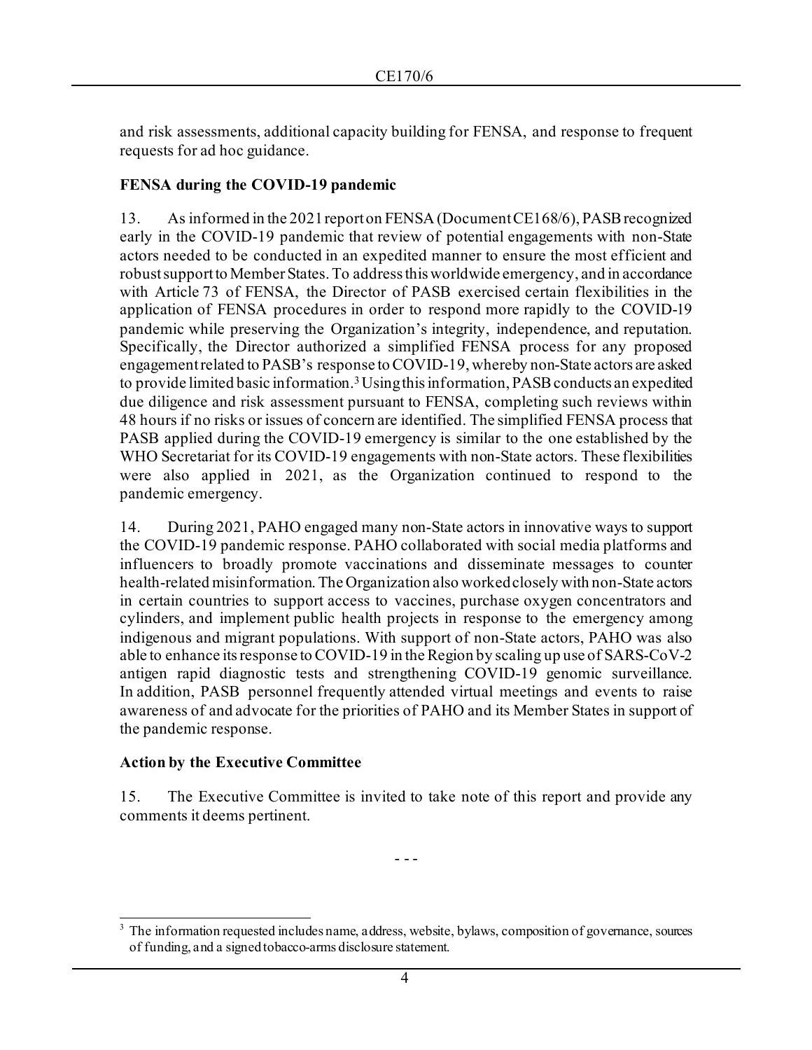and risk assessments, additional capacity building for FENSA, and response to frequent requests for ad hoc guidance.

**FENSA during the COVID-19 pandemic**

13. As informed in the 2021 report on FENSA (Document CE168/6), PASB recognized early in the COVID-19 pandemic that review of potential engagements with non-State actors needed to be conducted in an expedited manner to ensure the most efficient and robust support to Member States. To address this worldwide emergency, and in accordance with Article 73 of FENSA, the Director of PASB exercised certain flexibilities in the application of FENSA procedures in order to respond more rapidly to the COVID-19 pandemic while preserving the Organization's integrity, independence, and reputation. Specifically, the Director authorized a simplified FENSA process for any proposed engagement related to PASB's response to COVID-19, whereby non-State actors are asked to provide limited basic information.[3] Using this information, PASB conducts an expedited due diligence and risk assessment pursuant to FENSA, completing such reviews within 48 hours if no risks or issues of concern are identified. The simplified FENSA process that PASB applied during the COVID-19 emergency is similar to the one established by the WHO Secretariat for its COVID-19 engagements with non-State actors. These flexibilities were also applied in 2021, as the Organization continued to respond to the pandemic emergency.

14. During 2021, PAHO engaged many non-State actors in innovative ways to support the COVID-19 pandemic response. PAHO collaborated with social media platforms and influencers to broadly promote vaccinations and disseminate messages to counter health-related misinformation. The Organization also worked closely with non-State actors in certain countries to support access to vaccines, purchase oxygen concentrators and cylinders, and implement public health projects in response to the emergency among indigenous and migrant populations. With support of non-State actors, PAHO was also able to enhance its response to COVID-19 in the Region by scaling up use of SARS-CoV-2 antigen rapid diagnostic tests and strengthening COVID-19 genomic surveillance. In addition, PASB personnel frequently attended virtual meetings and events to raise awareness of and advocate for the priorities of PAHO and its Member States in support of the pandemic response.

**Action by the Executive Committee**

15. The Executive Committee is invited to take note of this report and provide any comments it deems pertinent.

- - -

[3] The information requested includes name, address, website, bylaws, composition of governance, sources of funding, and a signed tobacco-arms disclosure statement.